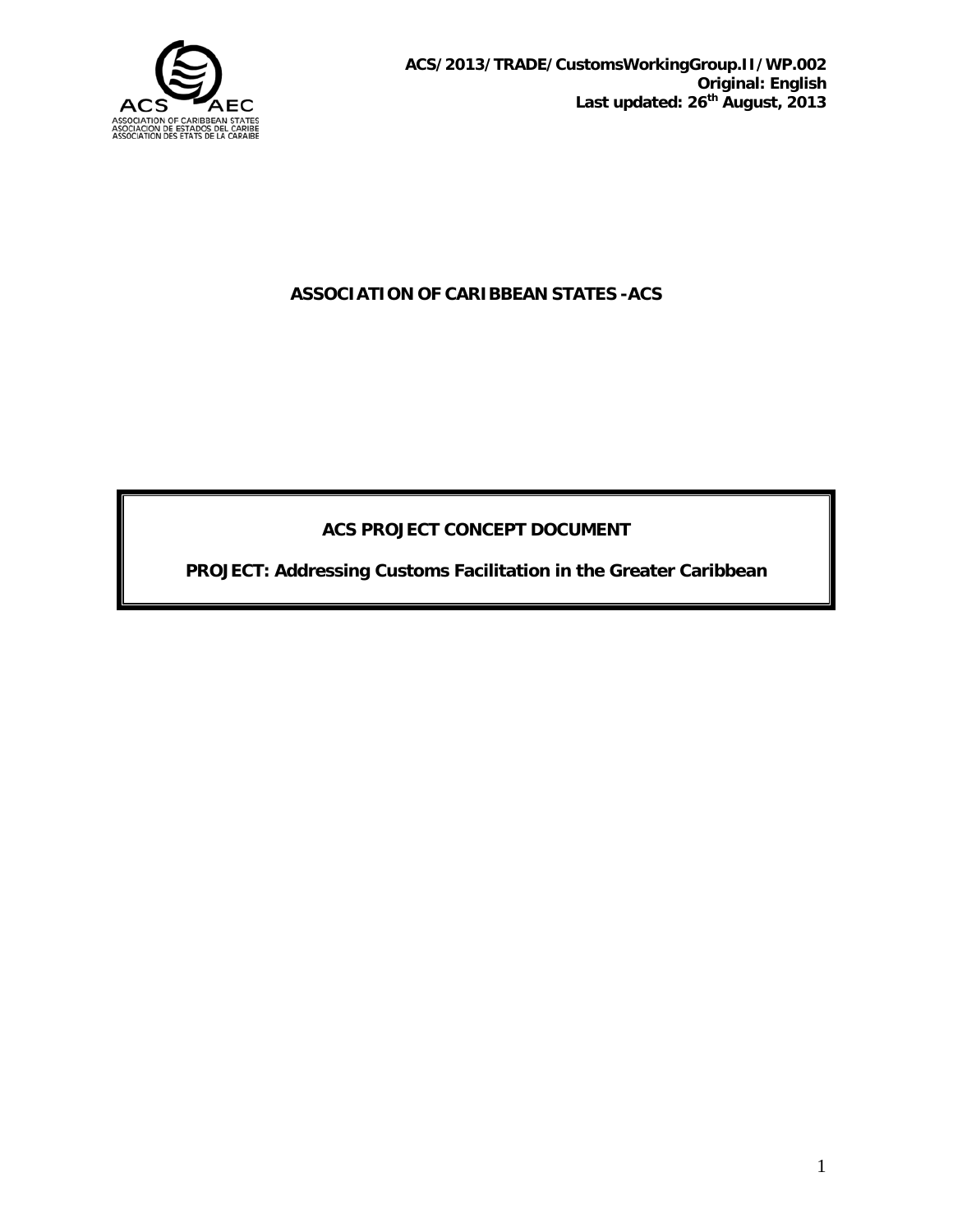**ACS/2013/TRADE/CustomsWorkingGroup.II/WP.002**
**Original: English**
**Last updated: 26th August, 2013**

# ASSOCIATION OF CARIBBEAN STATES -ACS

## ACS PROJECT CONCEPT DOCUMENT

## PROJECT: Addressing Customs Facilitation in the Greater Caribbean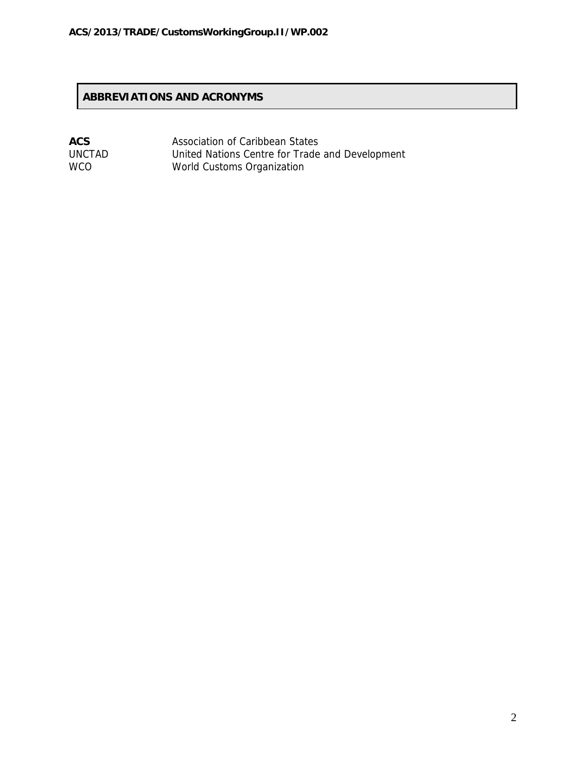## ABBREVIATIONS AND ACRONYMS

| | |
|---|---|
| **ACS** | Association of Caribbean States |
| UNCTAD | United Nations Centre for Trade and Development |
| WCO | World Customs Organization |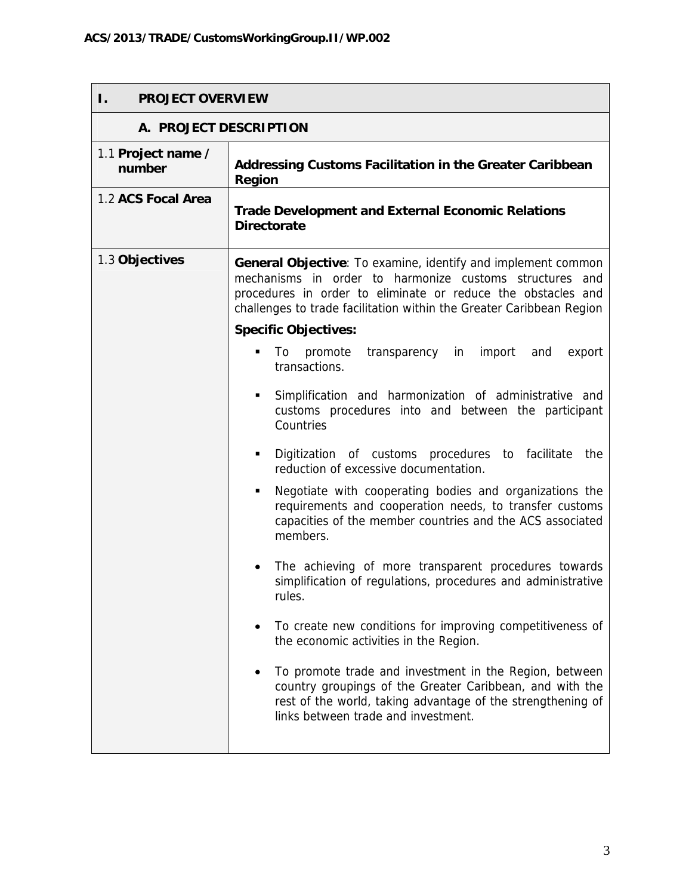| I. PROJECT OVERVIEW | |
|---|---|
| **A. PROJECT DESCRIPTION** | |
| 1.1 **Project name / number** | **Addressing Customs Facilitation in the Greater Caribbean Region** |
| 1.2 **ACS Focal Area** | **Trade Development and External Economic Relations Directorate** |
| 1.3 **Objectives** | **General Objective**: To examine, identify and implement common mechanisms in order to harmonize customs structures and procedures in order to eliminate or reduce the obstacles and challenges to trade facilitation within the Greater Caribbean Region<br><br>**Specific Objectives:**<br><br>▪ To promote transparency in import and export transactions.<br><br>▪ Simplification and harmonization of administrative and customs procedures into and between the participant Countries<br><br>▪ Digitization of customs procedures to facilitate the reduction of excessive documentation.<br><br>▪ Negotiate with cooperating bodies and organizations the requirements and cooperation needs, to transfer customs capacities of the member countries and the ACS associated members.<br><br>• The achieving of more transparent procedures towards simplification of regulations, procedures and administrative rules.<br><br>• To create new conditions for improving competitiveness of the economic activities in the Region.<br><br>• To promote trade and investment in the Region, between country groupings of the Greater Caribbean, and with the rest of the world, taking advantage of the strengthening of links between trade and investment. |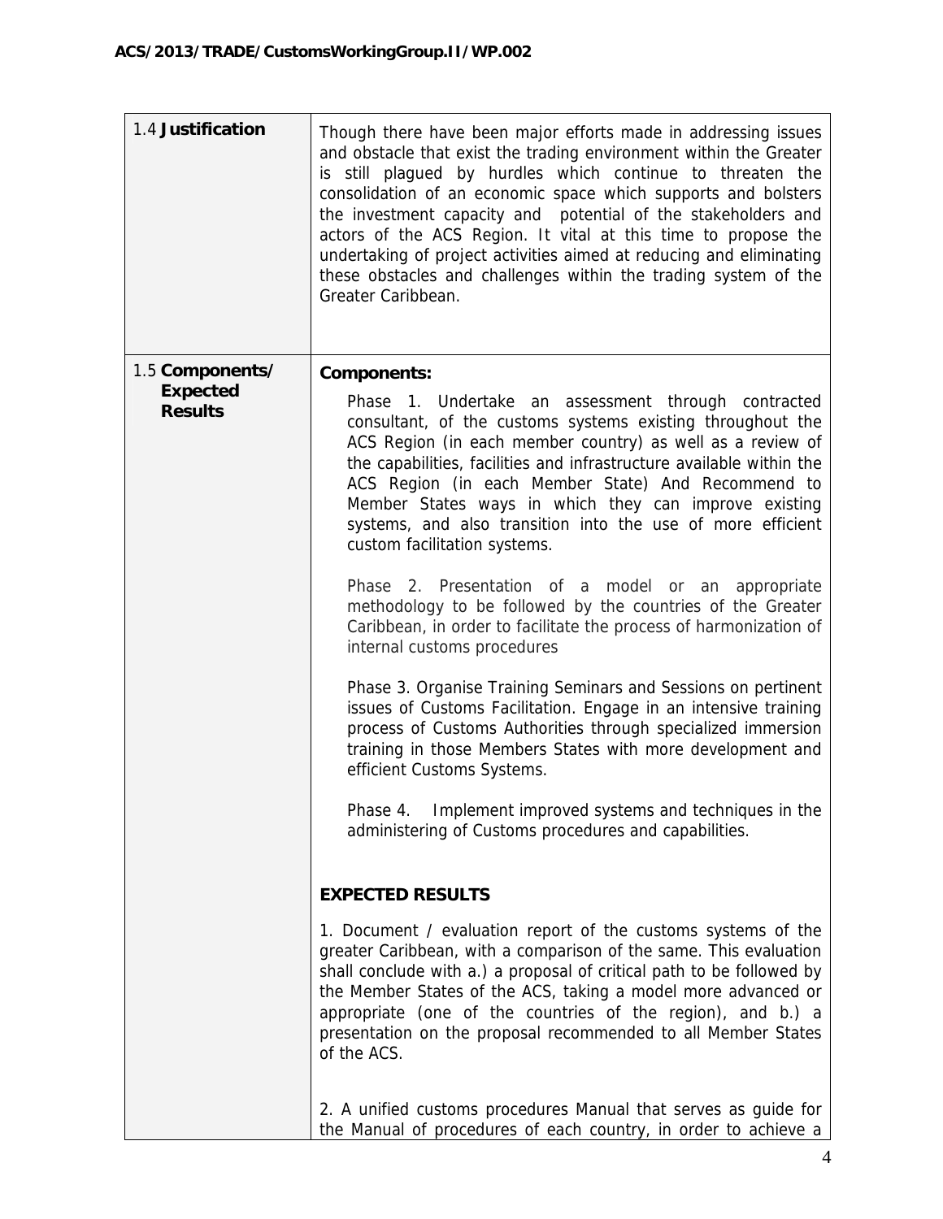| | |
|---|---|
| 1.4 **Justification** | Though there have been major efforts made in addressing issues and obstacle that exist the trading environment within the Greater is still plagued by hurdles which continue to threaten the consolidation of an economic space which supports and bolsters the investment capacity and potential of the stakeholders and actors of the ACS Region. It vital at this time to propose the undertaking of project activities aimed at reducing and eliminating these obstacles and challenges within the trading system of the Greater Caribbean. |
| 1.5 **Components/ Expected Results** | **Components:**<br><br>Phase 1. Undertake an assessment through contracted consultant, of the customs systems existing throughout the ACS Region (in each member country) as well as a review of the capabilities, facilities and infrastructure available within the ACS Region (in each Member State) And Recommend to Member States ways in which they can improve existing systems, and also transition into the use of more efficient custom facilitation systems.<br><br>Phase 2. Presentation of a model or an appropriate methodology to be followed by the countries of the Greater Caribbean, in order to facilitate the process of harmonization of internal customs procedures<br><br>Phase 3. Organise Training Seminars and Sessions on pertinent issues of Customs Facilitation. Engage in an intensive training process of Customs Authorities through specialized immersion training in those Members States with more development and efficient Customs Systems.<br><br>Phase 4. Implement improved systems and techniques in the administering of Customs procedures and capabilities.<br><br>**EXPECTED RESULTS**<br><br>1. Document / evaluation report of the customs systems of the greater Caribbean, with a comparison of the same. This evaluation shall conclude with a.) a proposal of critical path to be followed by the Member States of the ACS, taking a model more advanced or appropriate (one of the countries of the region), and b.) a presentation on the proposal recommended to all Member States of the ACS.<br><br>2. A unified customs procedures Manual that serves as guide for the Manual of procedures of each country, in order to achieve a |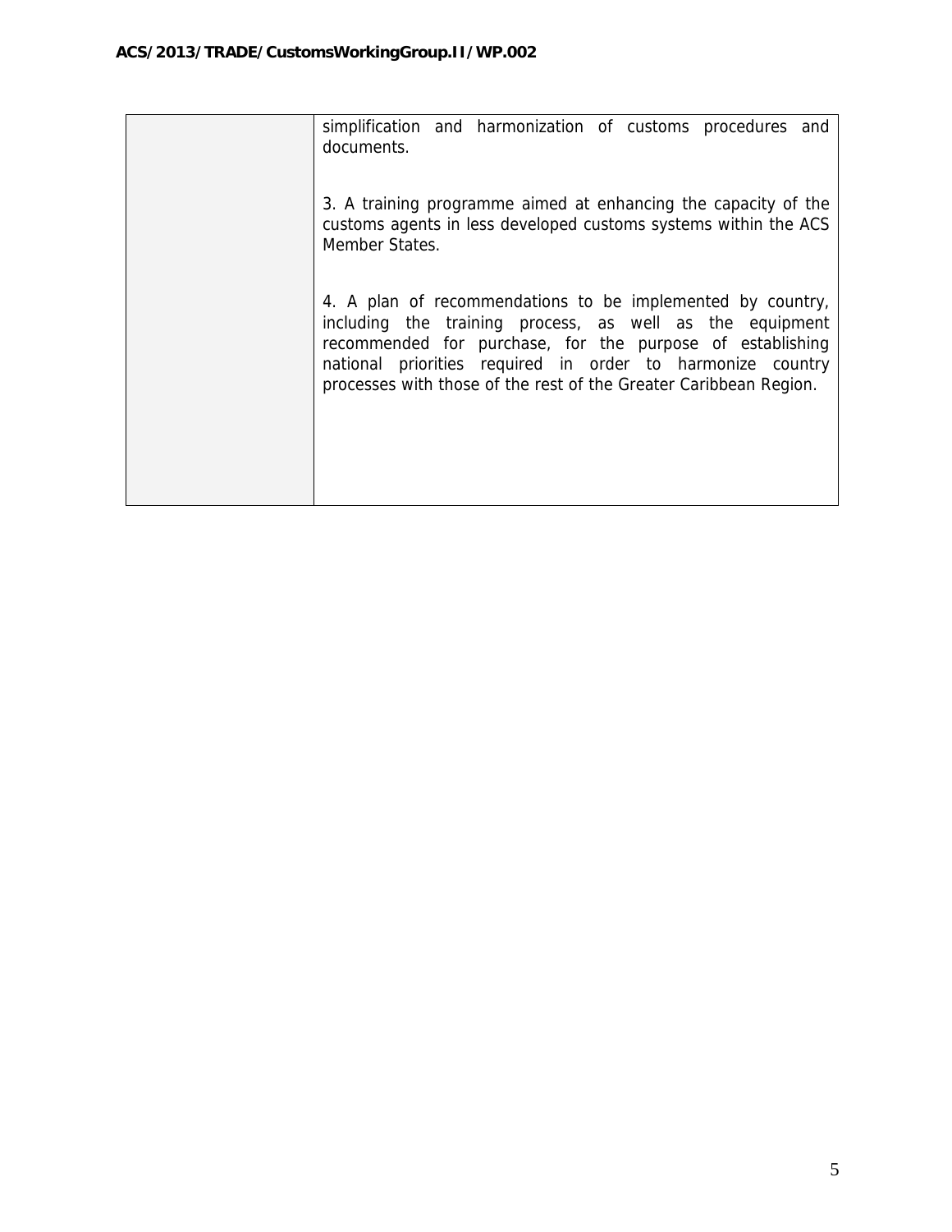| | |
|---|---|
| | simplification and harmonization of customs procedures and documents.<br><br>3. A training programme aimed at enhancing the capacity of the customs agents in less developed customs systems within the ACS Member States.<br><br>4. A plan of recommendations to be implemented by country, including the training process, as well as the equipment recommended for purchase, for the purpose of establishing national priorities required in order to harmonize country processes with those of the rest of the Greater Caribbean Region. |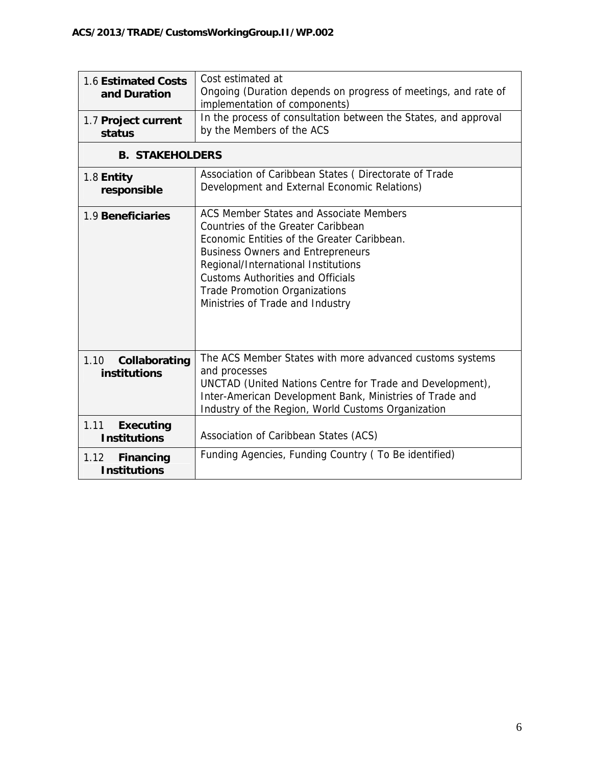| | |
|---|---|
| 1.6 **Estimated Costs and Duration** | Cost estimated at<br>Ongoing (Duration depends on progress of meetings, and rate of implementation of components) |
| 1.7 **Project current status** | In the process of consultation between the States, and approval by the Members of the ACS |
| **B. STAKEHOLDERS** | |
| 1.8 **Entity responsible** | Association of Caribbean States ( Directorate of Trade Development and External Economic Relations) |
| 1.9 **Beneficiaries** | ACS Member States and Associate Members<br>Countries of the Greater Caribbean<br>Economic Entities of the Greater Caribbean.<br>Business Owners and Entrepreneurs<br>Regional/International Institutions<br>Customs Authorities and Officials<br>Trade Promotion Organizations<br>Ministries of Trade and Industry |
| 1.10 **Collaborating institutions** | The ACS Member States with more advanced customs systems and processes<br>UNCTAD (United Nations Centre for Trade and Development), Inter-American Development Bank, Ministries of Trade and Industry of the Region, World Customs Organization |
| 1.11 **Executing Institutions** | Association of Caribbean States (ACS) |
| 1.12 **Financing Institutions** | Funding Agencies, Funding Country ( To Be identified) |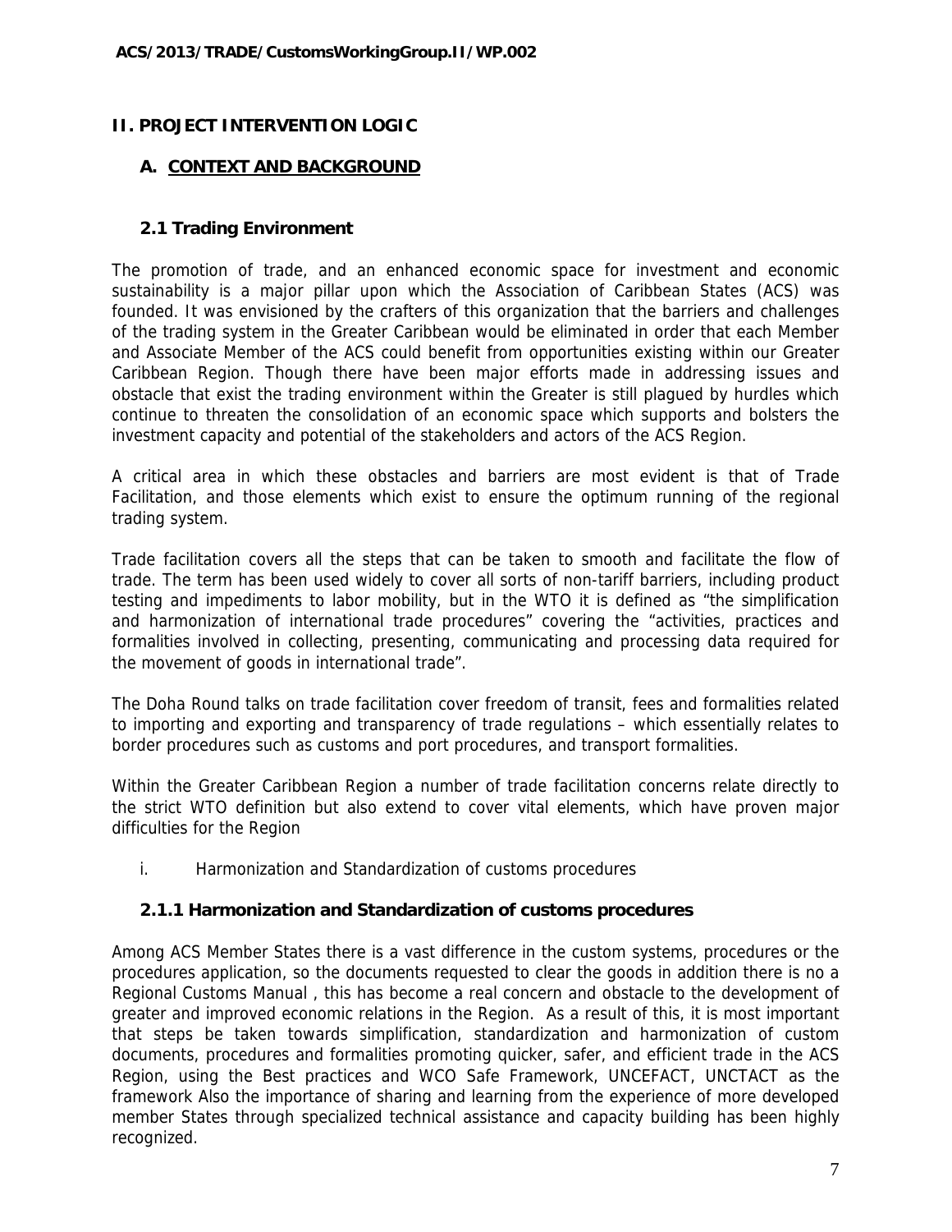## II. PROJECT INTERVENTION LOGIC

### A. CONTEXT AND BACKGROUND

#### 2.1 Trading Environment

The promotion of trade, and an enhanced economic space for investment and economic sustainability is a major pillar upon which the Association of Caribbean States (ACS) was founded. It was envisioned by the crafters of this organization that the barriers and challenges of the trading system in the Greater Caribbean would be eliminated in order that each Member and Associate Member of the ACS could benefit from opportunities existing within our Greater Caribbean Region. Though there have been major efforts made in addressing issues and obstacle that exist the trading environment within the Greater is still plagued by hurdles which continue to threaten the consolidation of an economic space which supports and bolsters the investment capacity and potential of the stakeholders and actors of the ACS Region.

A critical area in which these obstacles and barriers are most evident is that of Trade Facilitation, and those elements which exist to ensure the optimum running of the regional trading system.

Trade facilitation covers all the steps that can be taken to smooth and facilitate the flow of trade. The term has been used widely to cover all sorts of non-tariff barriers, including product testing and impediments to labor mobility, but in the WTO it is defined as "the simplification and harmonization of international trade procedures" covering the "activities, practices and formalities involved in collecting, presenting, communicating and processing data required for the movement of goods in international trade".

The Doha Round talks on trade facilitation cover freedom of transit, fees and formalities related to importing and exporting and transparency of trade regulations – which essentially relates to border procedures such as customs and port procedures, and transport formalities.

Within the Greater Caribbean Region a number of trade facilitation concerns relate directly to the strict WTO definition but also extend to cover vital elements, which have proven major difficulties for the Region

i. Harmonization and Standardization of customs procedures

#### 2.1.1 Harmonization and Standardization of customs procedures

Among ACS Member States there is a vast difference in the custom systems, procedures or the procedures application, so the documents requested to clear the goods in addition there is no a Regional Customs Manual , this has become a real concern and obstacle to the development of greater and improved economic relations in the Region. As a result of this, it is most important that steps be taken towards simplification, standardization and harmonization of custom documents, procedures and formalities promoting quicker, safer, and efficient trade in the ACS Region, using the Best practices and WCO Safe Framework, UNCEFACT, UNCTACT as the framework Also the importance of sharing and learning from the experience of more developed member States through specialized technical assistance and capacity building has been highly recognized.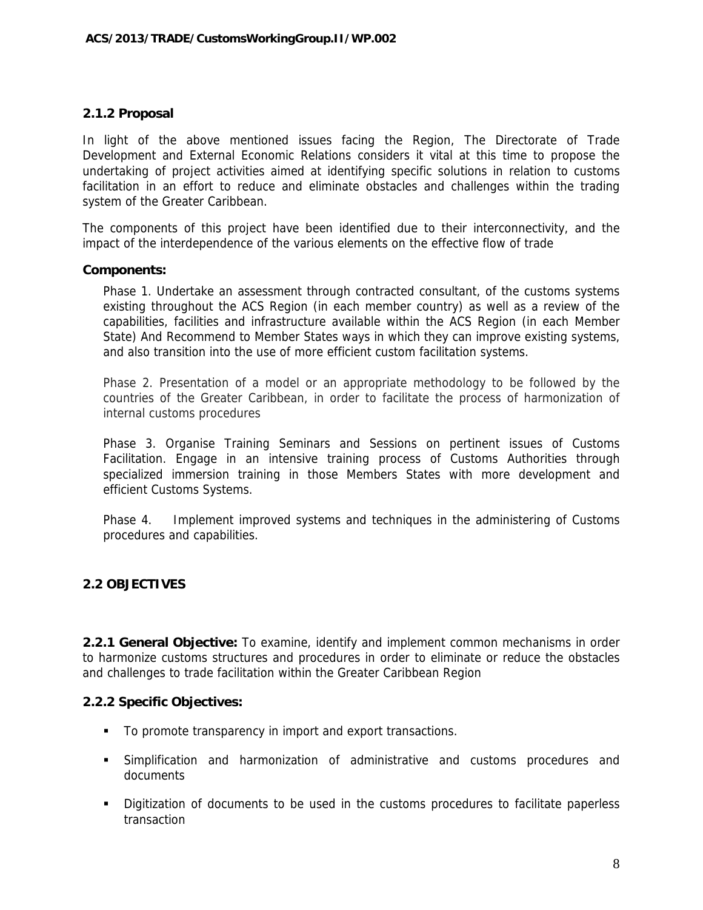### 2.1.2 Proposal

In light of the above mentioned issues facing the Region, The Directorate of Trade Development and External Economic Relations considers it vital at this time to propose the undertaking of project activities aimed at identifying specific solutions in relation to customs facilitation in an effort to reduce and eliminate obstacles and challenges within the trading system of the Greater Caribbean.

The components of this project have been identified due to their interconnectivity, and the impact of the interdependence of the various elements on the effective flow of trade

**Components:**

Phase 1. Undertake an assessment through contracted consultant, of the customs systems existing throughout the ACS Region (in each member country) as well as a review of the capabilities, facilities and infrastructure available within the ACS Region (in each Member State) And Recommend to Member States ways in which they can improve existing systems, and also transition into the use of more efficient custom facilitation systems.

Phase 2. Presentation of a model or an appropriate methodology to be followed by the countries of the Greater Caribbean, in order to facilitate the process of harmonization of internal customs procedures

Phase 3. Organise Training Seminars and Sessions on pertinent issues of Customs Facilitation. Engage in an intensive training process of Customs Authorities through specialized immersion training in those Members States with more development and efficient Customs Systems.

Phase 4. Implement improved systems and techniques in the administering of Customs procedures and capabilities.

## 2.2 OBJECTIVES

**2.2.1 General Objective:** To examine, identify and implement common mechanisms in order to harmonize customs structures and procedures in order to eliminate or reduce the obstacles and challenges to trade facilitation within the Greater Caribbean Region

**2.2.2 Specific Objectives:**

- To promote transparency in import and export transactions.
- Simplification and harmonization of administrative and customs procedures and documents
- Digitization of documents to be used in the customs procedures to facilitate paperless transaction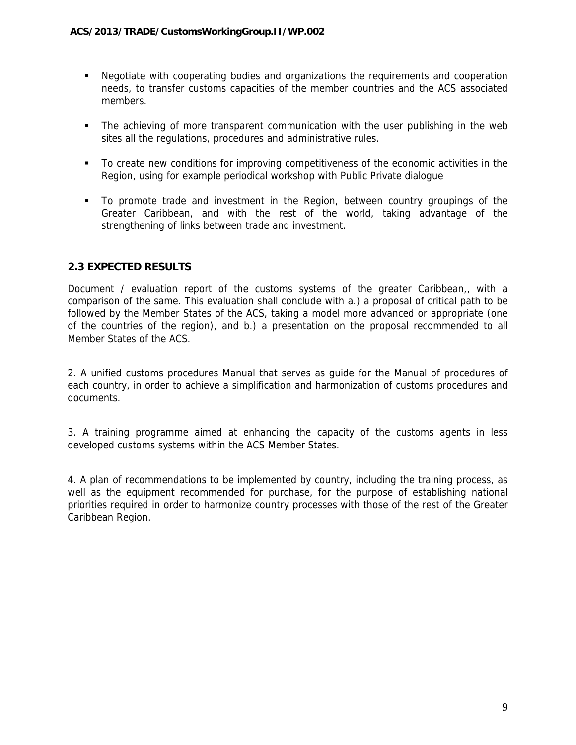- Negotiate with cooperating bodies and organizations the requirements and cooperation needs, to transfer customs capacities of the member countries and the ACS associated members.

- The achieving of more transparent communication with the user publishing in the web sites all the regulations, procedures and administrative rules.

- To create new conditions for improving competitiveness of the economic activities in the Region, using for example periodical workshop with Public Private dialogue

- To promote trade and investment in the Region, between country groupings of the Greater Caribbean, and with the rest of the world, taking advantage of the strengthening of links between trade and investment.

## 2.3 EXPECTED RESULTS

Document / evaluation report of the customs systems of the greater Caribbean,, with a comparison of the same. This evaluation shall conclude with a.) a proposal of critical path to be followed by the Member States of the ACS, taking a model more advanced or appropriate (one of the countries of the region), and b.) a presentation on the proposal recommended to all Member States of the ACS.

2. A unified customs procedures Manual that serves as guide for the Manual of procedures of each country, in order to achieve a simplification and harmonization of customs procedures and documents.

3. A training programme aimed at enhancing the capacity of the customs agents in less developed customs systems within the ACS Member States.

4. A plan of recommendations to be implemented by country, including the training process, as well as the equipment recommended for purchase, for the purpose of establishing national priorities required in order to harmonize country processes with those of the rest of the Greater Caribbean Region.